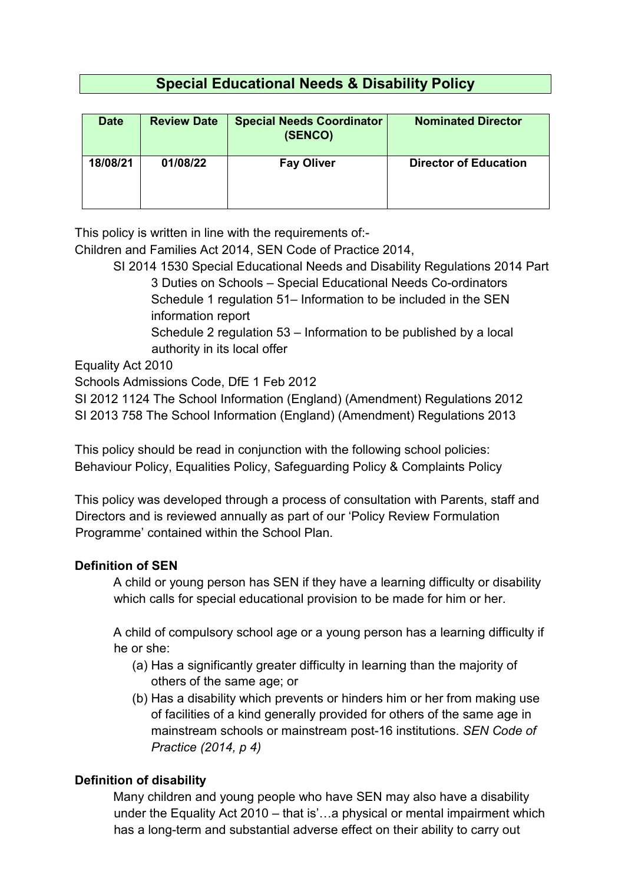# Special Educational Needs & Disability Policy

| Date | Review Date | Special Needs Coordinator (SENCO) | Nominated Director |
|---|---|---|---|
| 18/08/21 | 01/08/22 | Fay Oliver | Director of Education |

This policy is written in line with the requirements of:-

Children and Families Act 2014, SEN Code of Practice 2014,

SI 2014 1530 Special Educational Needs and Disability Regulations 2014 Part 3 Duties on Schools – Special Educational Needs Co-ordinators

Schedule 1 regulation 51– Information to be included in the SEN information report

Schedule 2 regulation 53 – Information to be published by a local authority in its local offer

Equality Act 2010

Schools Admissions Code, DfE 1 Feb 2012

SI 2012 1124 The School Information (England) (Amendment) Regulations 2012

SI 2013 758 The School Information (England) (Amendment) Regulations 2013

This policy should be read in conjunction with the following school policies: Behaviour Policy, Equalities Policy, Safeguarding Policy & Complaints Policy

This policy was developed through a process of consultation with Parents, staff and Directors and is reviewed annually as part of our 'Policy Review Formulation Programme' contained within the School Plan.

**Definition of SEN**

A child or young person has SEN if they have a learning difficulty or disability which calls for special educational provision to be made for him or her.

A child of compulsory school age or a young person has a learning difficulty if he or she:

(a) Has a significantly greater difficulty in learning than the majority of others of the same age; or

(b) Has a disability which prevents or hinders him or her from making use of facilities of a kind generally provided for others of the same age in mainstream schools or mainstream post-16 institutions. *SEN Code of Practice (2014, p 4)*

**Definition of disability**

Many children and young people who have SEN may also have a disability under the Equality Act 2010 – that is'…a physical or mental impairment which has a long-term and substantial adverse effect on their ability to carry out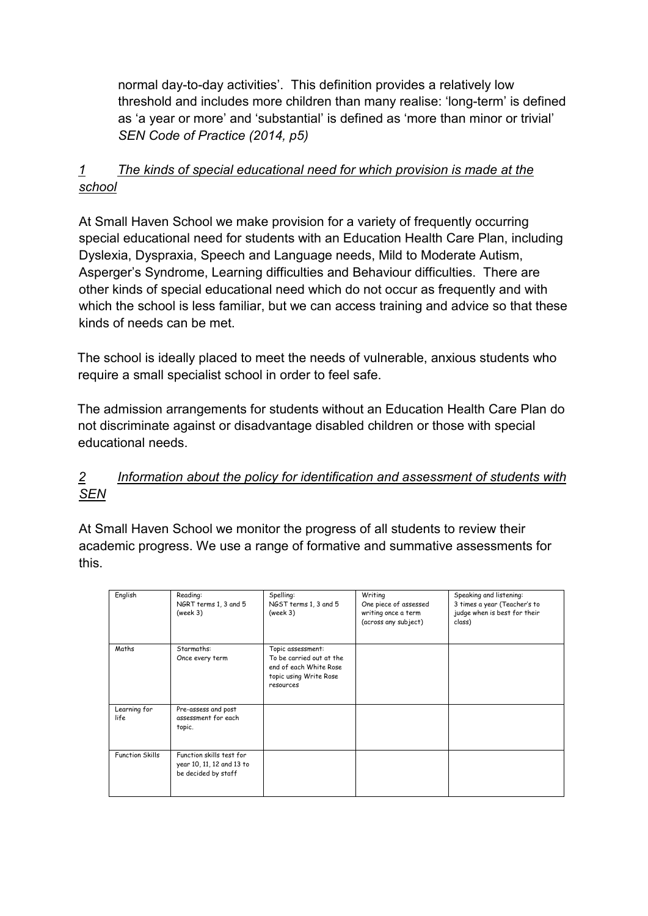normal day-to-day activities'. This definition provides a relatively low threshold and includes more children than many realise: 'long-term' is defined as 'a year or more' and 'substantial' is defined as 'more than minor or trivial' *SEN Code of Practice (2014, p5)*

## *1 The kinds of special educational need for which provision is made at the school*

At Small Haven School we make provision for a variety of frequently occurring special educational need for students with an Education Health Care Plan, including Dyslexia, Dyspraxia, Speech and Language needs, Mild to Moderate Autism, Asperger's Syndrome, Learning difficulties and Behaviour difficulties. There are other kinds of special educational need which do not occur as frequently and with which the school is less familiar, but we can access training and advice so that these kinds of needs can be met.

The school is ideally placed to meet the needs of vulnerable, anxious students who require a small specialist school in order to feel safe.

The admission arrangements for students without an Education Health Care Plan do not discriminate against or disadvantage disabled children or those with special educational needs.

## *2 Information about the policy for identification and assessment of students with SEN*

At Small Haven School we monitor the progress of all students to review their academic progress. We use a range of formative and summative assessments for this.

| English | Reading: NGRT terms 1, 3 and 5 (week 3) | Spelling: NGST terms 1, 3 and 5 (week 3) | Writing One piece of assessed writing once a term (across any subject) | Speaking and listening: 3 times a year (Teacher's to judge when is best for their class) |
|---|---|---|---|---|
| Maths | Starmaths: Once every term | Topic assessment: To be carried out at the end of each White Rose topic using Write Rose resources | | |
| Learning for life | Pre-assess and post assessment for each topic. | | | |
| Function Skills | Function skills test for year 10, 11, 12 and 13 to be decided by staff | | | |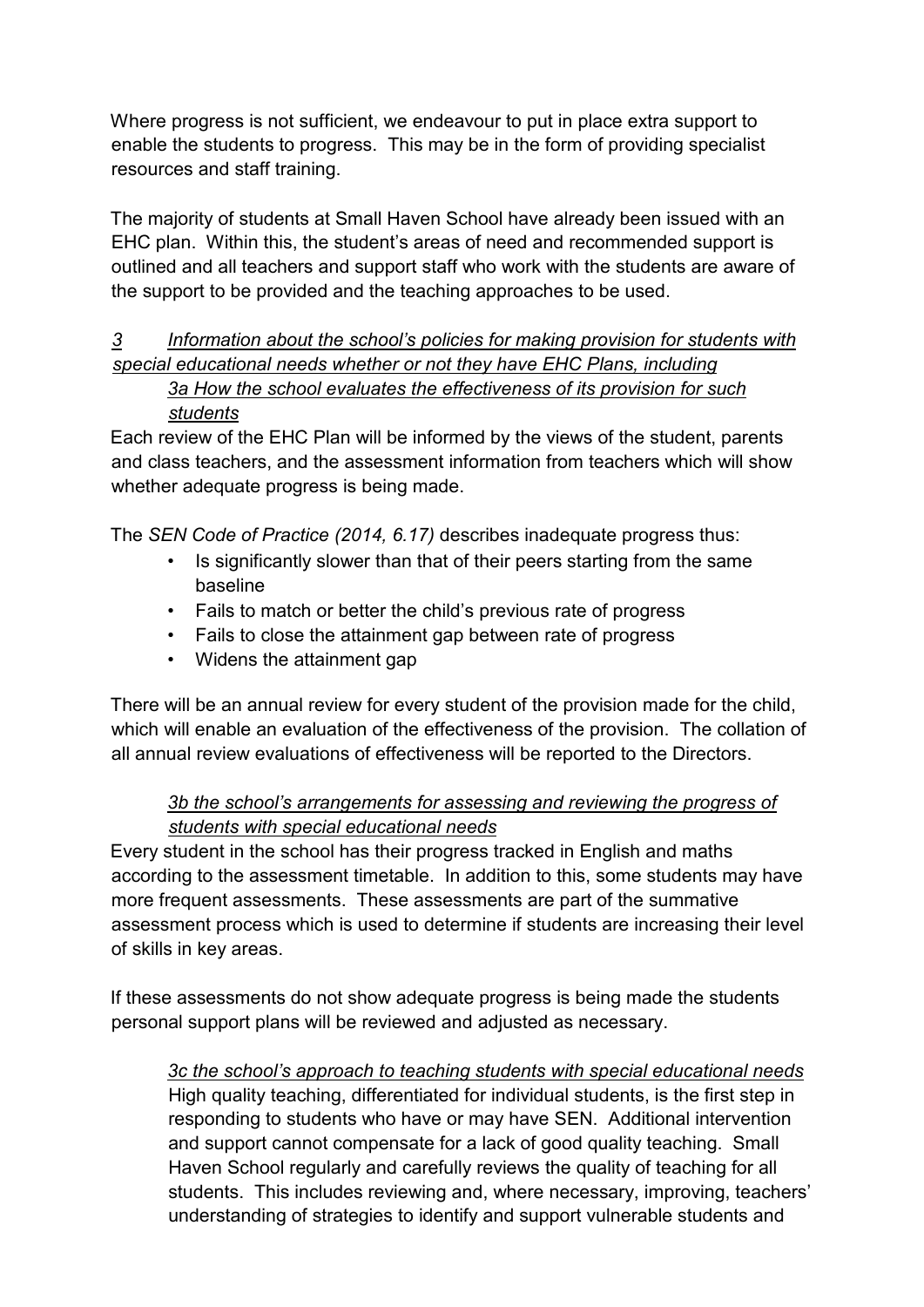Where progress is not sufficient, we endeavour to put in place extra support to enable the students to progress. This may be in the form of providing specialist resources and staff training.

The majority of students at Small Haven School have already been issued with an EHC plan. Within this, the student's areas of need and recommended support is outlined and all teachers and support staff who work with the students are aware of the support to be provided and the teaching approaches to be used.

### *3 Information about the school's policies for making provision for students with special educational needs whether or not they have EHC Plans, including*

#### *3a How the school evaluates the effectiveness of its provision for such students*

Each review of the EHC Plan will be informed by the views of the student, parents and class teachers, and the assessment information from teachers which will show whether adequate progress is being made.

The *SEN Code of Practice (2014, 6.17)* describes inadequate progress thus:

- Is significantly slower than that of their peers starting from the same baseline
- Fails to match or better the child's previous rate of progress
- Fails to close the attainment gap between rate of progress
- Widens the attainment gap

There will be an annual review for every student of the provision made for the child, which will enable an evaluation of the effectiveness of the provision. The collation of all annual review evaluations of effectiveness will be reported to the Directors.

#### *3b the school's arrangements for assessing and reviewing the progress of students with special educational needs*

Every student in the school has their progress tracked in English and maths according to the assessment timetable. In addition to this, some students may have more frequent assessments. These assessments are part of the summative assessment process which is used to determine if students are increasing their level of skills in key areas.

If these assessments do not show adequate progress is being made the students personal support plans will be reviewed and adjusted as necessary.

#### *3c the school's approach to teaching students with special educational needs*

High quality teaching, differentiated for individual students, is the first step in responding to students who have or may have SEN. Additional intervention and support cannot compensate for a lack of good quality teaching. Small Haven School regularly and carefully reviews the quality of teaching for all students. This includes reviewing and, where necessary, improving, teachers' understanding of strategies to identify and support vulnerable students and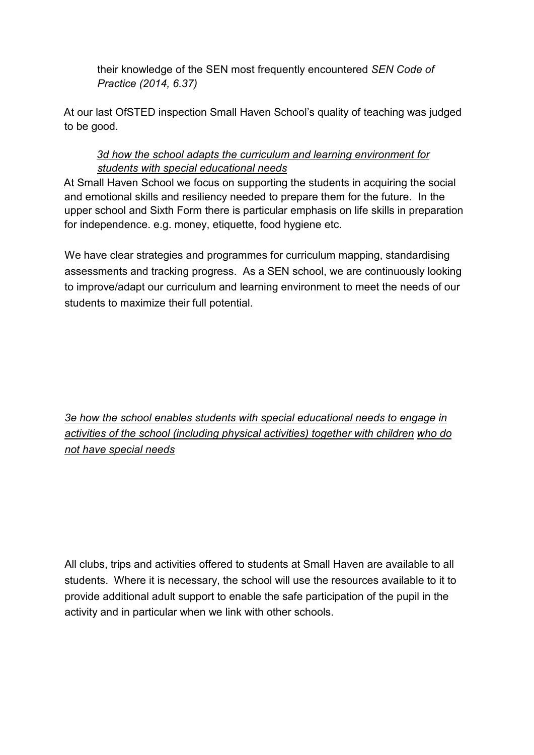their knowledge of the SEN most frequently encountered *SEN Code of Practice (2014, 6.37)*

At our last OfSTED inspection Small Haven School's quality of teaching was judged to be good.

*3d how the school adapts the curriculum and learning environment for students with special educational needs*

At Small Haven School we focus on supporting the students in acquiring the social and emotional skills and resiliency needed to prepare them for the future. In the upper school and Sixth Form there is particular emphasis on life skills in preparation for independence. e.g. money, etiquette, food hygiene etc.

We have clear strategies and programmes for curriculum mapping, standardising assessments and tracking progress. As a SEN school, we are continuously looking to improve/adapt our curriculum and learning environment to meet the needs of our students to maximize their full potential.

*3e how the school enables students with special educational needs to engage in activities of the school (including physical activities) together with children who do not have special needs*

All clubs, trips and activities offered to students at Small Haven are available to all students. Where it is necessary, the school will use the resources available to it to provide additional adult support to enable the safe participation of the pupil in the activity and in particular when we link with other schools.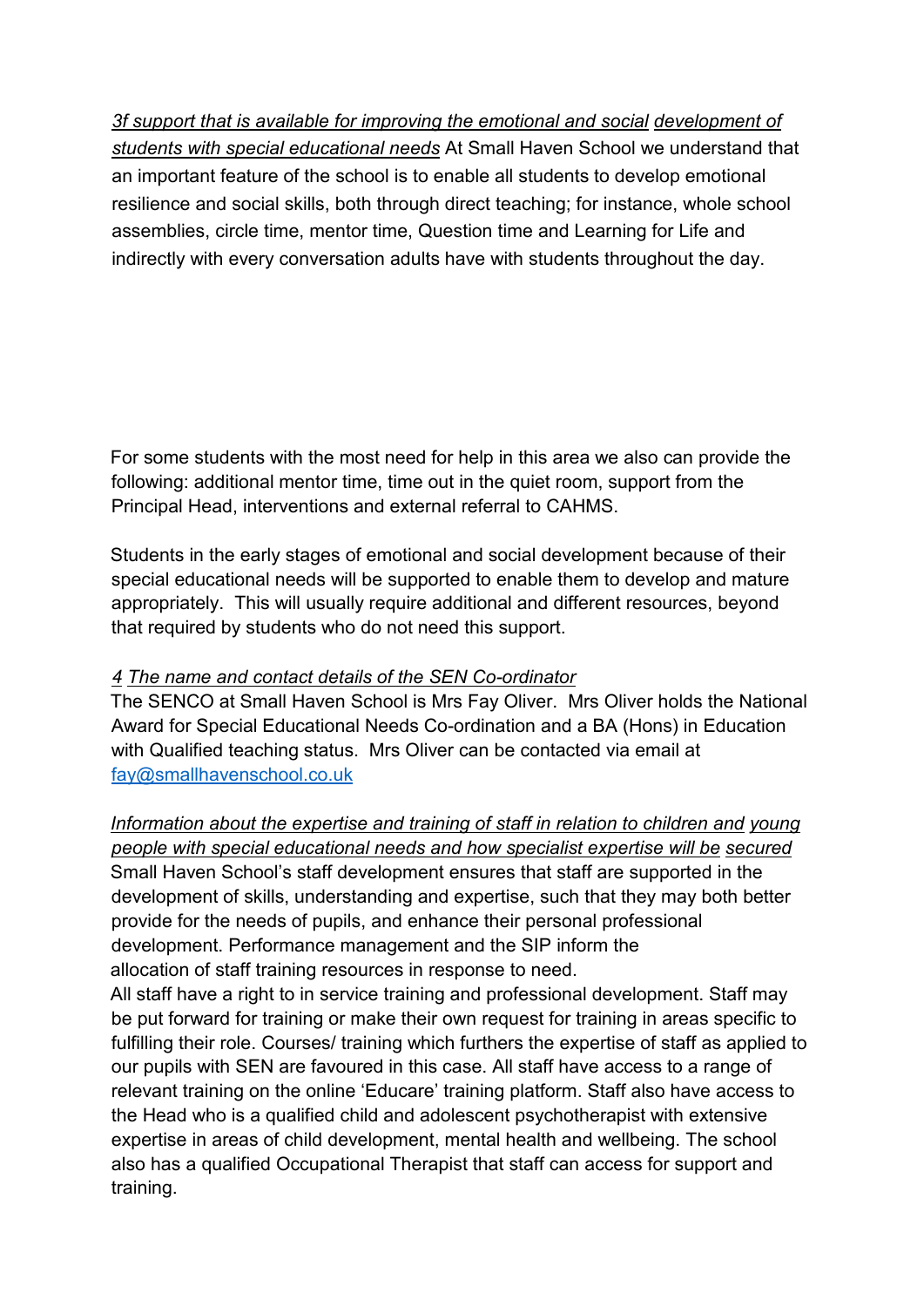*3f support that is available for improving the emotional and social development of students with special educational needs* At Small Haven School we understand that an important feature of the school is to enable all students to develop emotional resilience and social skills, both through direct teaching; for instance, whole school assemblies, circle time, mentor time, Question time and Learning for Life and indirectly with every conversation adults have with students throughout the day.

For some students with the most need for help in this area we also can provide the following: additional mentor time, time out in the quiet room, support from the Principal Head, interventions and external referral to CAHMS.

Students in the early stages of emotional and social development because of their special educational needs will be supported to enable them to develop and mature appropriately. This will usually require additional and different resources, beyond that required by students who do not need this support.

*4 The name and contact details of the SEN Co-ordinator*

The SENCO at Small Haven School is Mrs Fay Oliver. Mrs Oliver holds the National Award for Special Educational Needs Co-ordination and a BA (Hons) in Education with Qualified teaching status. Mrs Oliver can be contacted via email at fay@smallhavenschool.co.uk

*Information about the expertise and training of staff in relation to children and young people with special educational needs and how specialist expertise will be secured*

Small Haven School's staff development ensures that staff are supported in the development of skills, understanding and expertise, such that they may both better provide for the needs of pupils, and enhance their personal professional development. Performance management and the SIP inform the allocation of staff training resources in response to need.

All staff have a right to in service training and professional development. Staff may be put forward for training or make their own request for training in areas specific to fulfilling their role. Courses/ training which furthers the expertise of staff as applied to our pupils with SEN are favoured in this case. All staff have access to a range of relevant training on the online 'Educare' training platform. Staff also have access to the Head who is a qualified child and adolescent psychotherapist with extensive expertise in areas of child development, mental health and wellbeing. The school also has a qualified Occupational Therapist that staff can access for support and training.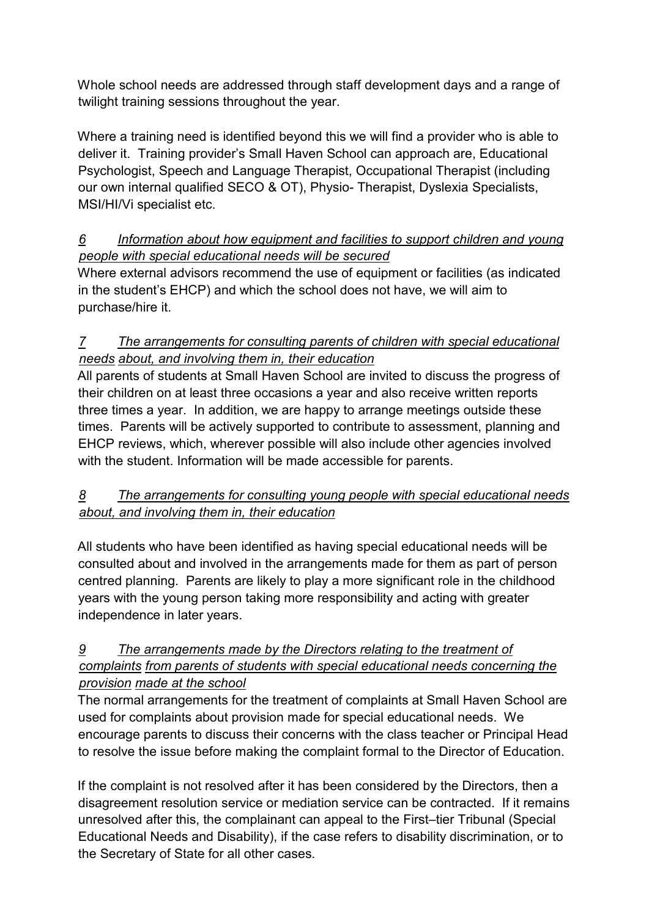Whole school needs are addressed through staff development days and a range of twilight training sessions throughout the year.

Where a training need is identified beyond this we will find a provider who is able to deliver it. Training provider's Small Haven School can approach are, Educational Psychologist, Speech and Language Therapist, Occupational Therapist (including our own internal qualified SECO & OT), Physio- Therapist, Dyslexia Specialists, MSI/HI/Vi specialist etc.

### *6 Information about how equipment and facilities to support children and young people with special educational needs will be secured*

Where external advisors recommend the use of equipment or facilities (as indicated in the student's EHCP) and which the school does not have, we will aim to purchase/hire it.

### *7 The arrangements for consulting parents of children with special educational needs about, and involving them in, their education*

All parents of students at Small Haven School are invited to discuss the progress of their children on at least three occasions a year and also receive written reports three times a year. In addition, we are happy to arrange meetings outside these times. Parents will be actively supported to contribute to assessment, planning and EHCP reviews, which, wherever possible will also include other agencies involved with the student. Information will be made accessible for parents.

### *8 The arrangements for consulting young people with special educational needs about, and involving them in, their education*

All students who have been identified as having special educational needs will be consulted about and involved in the arrangements made for them as part of person centred planning. Parents are likely to play a more significant role in the childhood years with the young person taking more responsibility and acting with greater independence in later years.

### *9 The arrangements made by the Directors relating to the treatment of complaints from parents of students with special educational needs concerning the provision made at the school*

The normal arrangements for the treatment of complaints at Small Haven School are used for complaints about provision made for special educational needs. We encourage parents to discuss their concerns with the class teacher or Principal Head to resolve the issue before making the complaint formal to the Director of Education.

If the complaint is not resolved after it has been considered by the Directors, then a disagreement resolution service or mediation service can be contracted. If it remains unresolved after this, the complainant can appeal to the First–tier Tribunal (Special Educational Needs and Disability), if the case refers to disability discrimination, or to the Secretary of State for all other cases.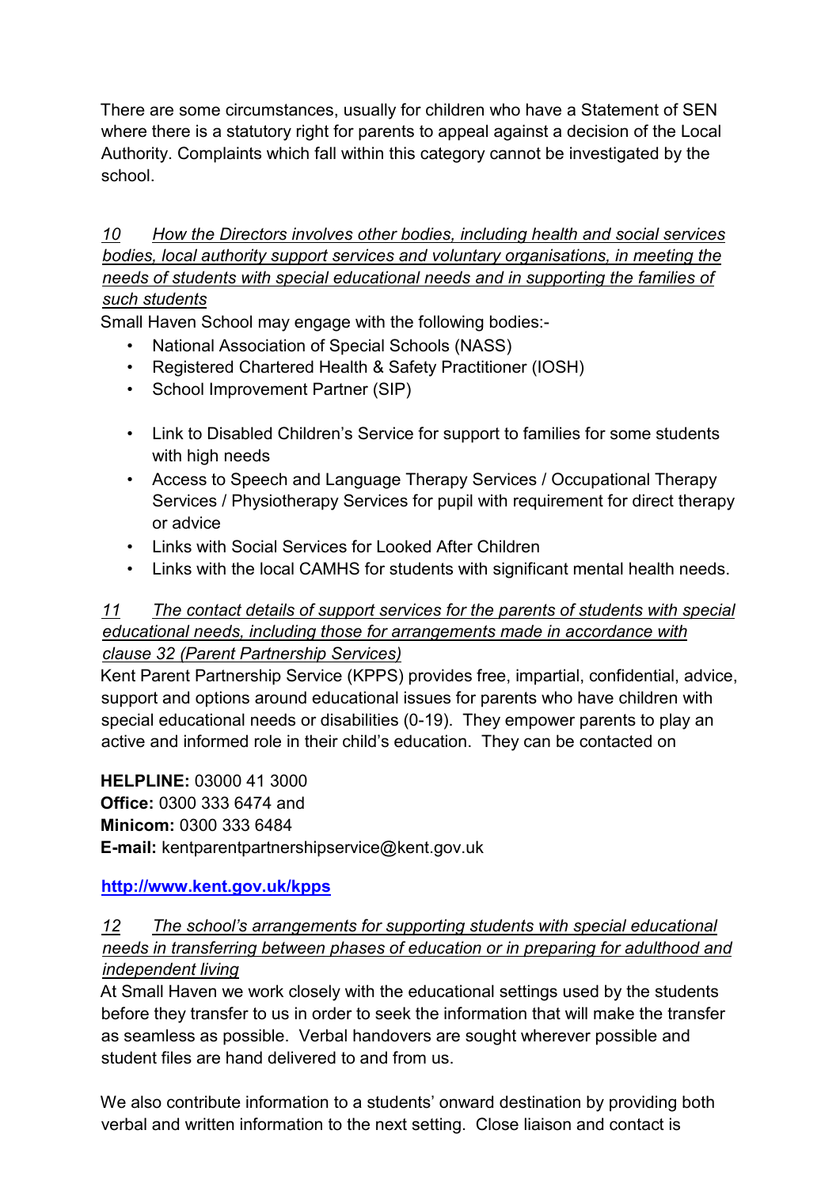There are some circumstances, usually for children who have a Statement of SEN where there is a statutory right for parents to appeal against a decision of the Local Authority. Complaints which fall within this category cannot be investigated by the school.

### *10 How the Directors involves other bodies, including health and social services bodies, local authority support services and voluntary organisations, in meeting the needs of students with special educational needs and in supporting the families of such students*

Small Haven School may engage with the following bodies:-

- National Association of Special Schools (NASS)
- Registered Chartered Health & Safety Practitioner (IOSH)
- School Improvement Partner (SIP)

- Link to Disabled Children's Service for support to families for some students with high needs
- Access to Speech and Language Therapy Services / Occupational Therapy Services / Physiotherapy Services for pupil with requirement for direct therapy or advice
- Links with Social Services for Looked After Children
- Links with the local CAMHS for students with significant mental health needs.

### *11 The contact details of support services for the parents of students with special educational needs, including those for arrangements made in accordance with clause 32 (Parent Partnership Services)*

Kent Parent Partnership Service (KPPS) provides free, impartial, confidential, advice, support and options around educational issues for parents who have children with special educational needs or disabilities (0-19). They empower parents to play an active and informed role in their child's education. They can be contacted on

**HELPLINE:** 03000 41 3000
**Office:** 0300 333 6474 and
**Minicom:** 0300 333 6484
**E-mail:** kentparentpartnershipservice@kent.gov.uk

**http://www.kent.gov.uk/kpps**

### *12 The school's arrangements for supporting students with special educational needs in transferring between phases of education or in preparing for adulthood and independent living*

At Small Haven we work closely with the educational settings used by the students before they transfer to us in order to seek the information that will make the transfer as seamless as possible. Verbal handovers are sought wherever possible and student files are hand delivered to and from us.

We also contribute information to a students' onward destination by providing both verbal and written information to the next setting. Close liaison and contact is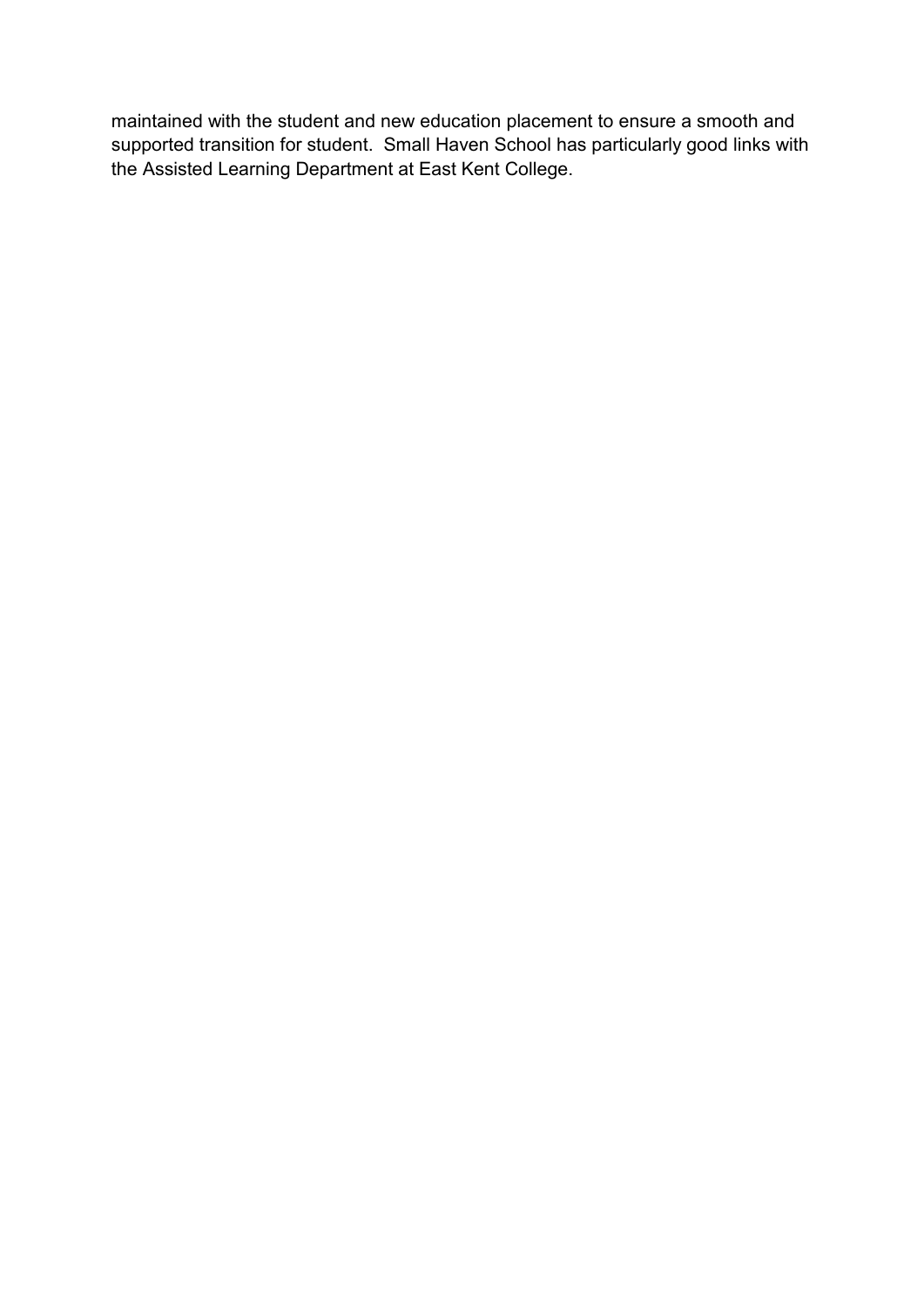maintained with the student and new education placement to ensure a smooth and supported transition for student. Small Haven School has particularly good links with the Assisted Learning Department at East Kent College.